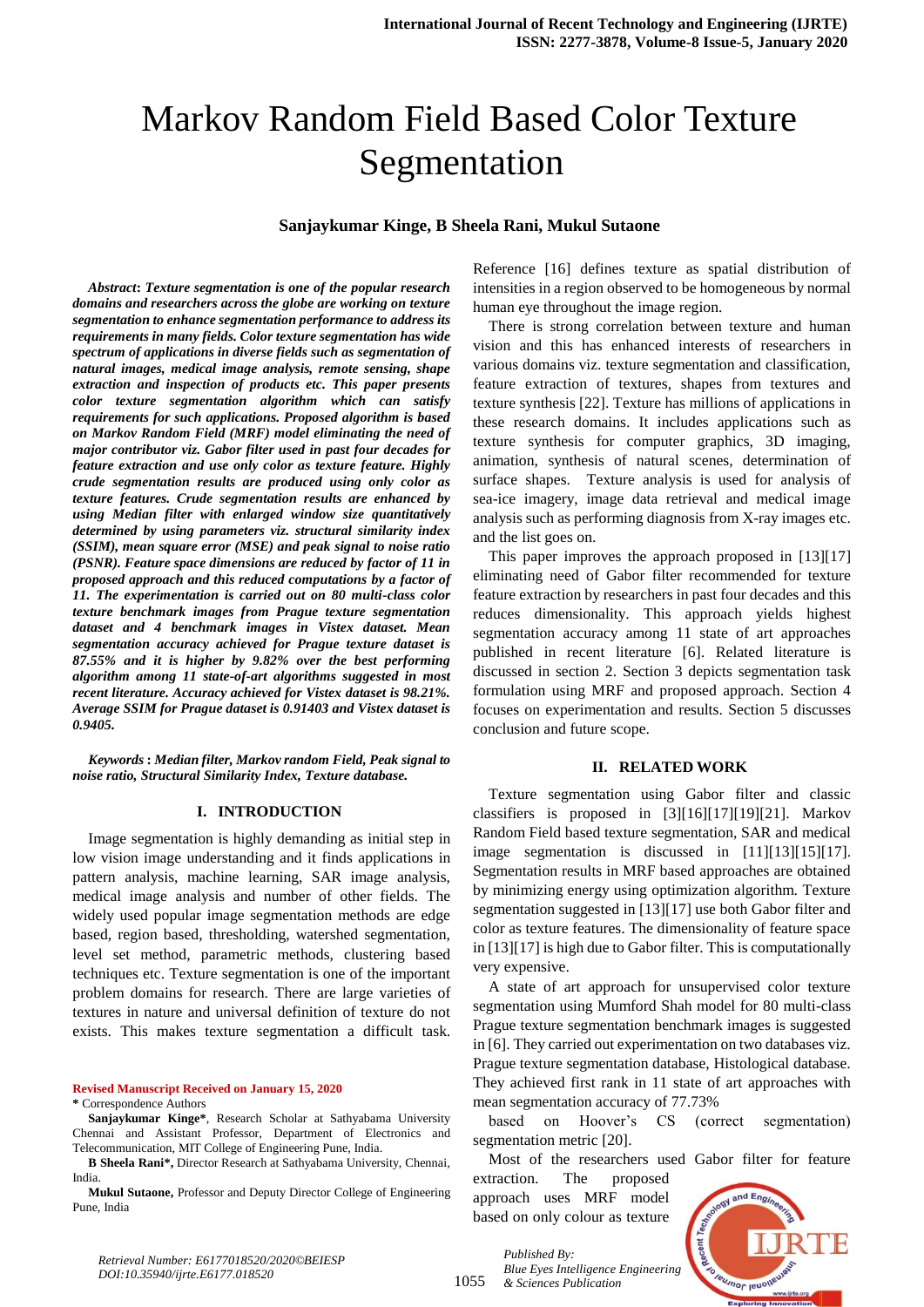# Markov Random Field Based Color Texture Segmentation

**Sanjaykumar Kinge, B Sheela Rani, Mukul Sutaone**

***Abstract*: *Texture segmentation is one of the popular research domains and researchers across the globe are working on texture segmentation to enhance segmentation performance to address its requirements in many fields. Color texture segmentation has wide spectrum of applications in diverse fields such as segmentation of natural images, medical image analysis, remote sensing, shape extraction and inspection of products etc. This paper presents color texture segmentation algorithm which can satisfy requirements for such applications. Proposed algorithm is based on Markov Random Field (MRF) model eliminating the need of major contributor viz. Gabor filter used in past four decades for feature extraction and use only color as texture feature. Highly crude segmentation results are produced using only color as texture features. Crude segmentation results are enhanced by using Median filter with enlarged window size quantitatively determined by using parameters viz. structural similarity index (SSIM), mean square error (MSE) and peak signal to noise ratio (PSNR). Feature space dimensions are reduced by factor of 11 in proposed approach and this reduced computations by a factor of 11. The experimentation is carried out on 80 multi-class color texture benchmark images from Prague texture segmentation dataset and 4 benchmark images in Vistex dataset. Mean segmentation accuracy achieved for Prague texture dataset is 87.55% and it is higher by 9.82% over the best performing algorithm among 11 state-of-art algorithms suggested in most recent literature. Accuracy achieved for Vistex dataset is 98.21%. Average SSIM for Prague dataset is 0.91403 and Vistex dataset is 0.9405.***

***Keywords* : *Median filter, Markov random Field, Peak signal to noise ratio, Structural Similarity Index, Texture database.***

## I. INTRODUCTION

Image segmentation is highly demanding as initial step in low vision image understanding and it finds applications in pattern analysis, machine learning, SAR image analysis, medical image analysis and number of other fields. The widely used popular image segmentation methods are edge based, region based, thresholding, watershed segmentation, level set method, parametric methods, clustering based techniques etc. Texture segmentation is one of the important problem domains for research. There are large varieties of textures in nature and universal definition of texture do not exists. This makes texture segmentation a difficult task. Reference [16] defines texture as spatial distribution of intensities in a region observed to be homogeneous by normal human eye throughout the image region.

There is strong correlation between texture and human vision and this has enhanced interests of researchers in various domains viz. texture segmentation and classification, feature extraction of textures, shapes from textures and texture synthesis [22]. Texture has millions of applications in these research domains. It includes applications such as texture synthesis for computer graphics, 3D imaging, animation, synthesis of natural scenes, determination of surface shapes. Texture analysis is used for analysis of sea-ice imagery, image data retrieval and medical image analysis such as performing diagnosis from X-ray images etc. and the list goes on.

This paper improves the approach proposed in [13][17] eliminating need of Gabor filter recommended for texture feature extraction by researchers in past four decades and this reduces dimensionality. This approach yields highest segmentation accuracy among 11 state of art approaches published in recent literature [6]. Related literature is discussed in section 2. Section 3 depicts segmentation task formulation using MRF and proposed approach. Section 4 focuses on experimentation and results. Section 5 discusses conclusion and future scope.

## II. RELATED WORK

Texture segmentation using Gabor filter and classic classifiers is proposed in [3][16][17][19][21]. Markov Random Field based texture segmentation, SAR and medical image segmentation is discussed in [11][13][15][17]. Segmentation results in MRF based approaches are obtained by minimizing energy using optimization algorithm. Texture segmentation suggested in [13][17] use both Gabor filter and color as texture features. The dimensionality of feature space in [13][17] is high due to Gabor filter. This is computationally very expensive.

A state of art approach for unsupervised color texture segmentation using Mumford Shah model for 80 multi-class Prague texture segmentation benchmark images is suggested in [6]. They carried out experimentation on two databases viz. Prague texture segmentation database, Histological database. They achieved first rank in 11 state of art approaches with mean segmentation accuracy of 77.73% based on Hoover's CS (correct segmentation) segmentation metric [20].

Most of the researchers used Gabor filter for feature extraction. The proposed approach uses MRF model based on only colour as texture

**Revised Manuscript Received on January 15, 2020**

**\*** Correspondence Authors

**Sanjaykumar Kinge\***, Research Scholar at Sathyabama University Chennai and Assistant Professor, Department of Electronics and Telecommunication, MIT College of Engineering Pune, India.

**B Sheela Rani\*,** Director Research at Sathyabama University, Chennai, India.

**Mukul Sutaone,** Professor and Deputy Director College of Engineering Pune, India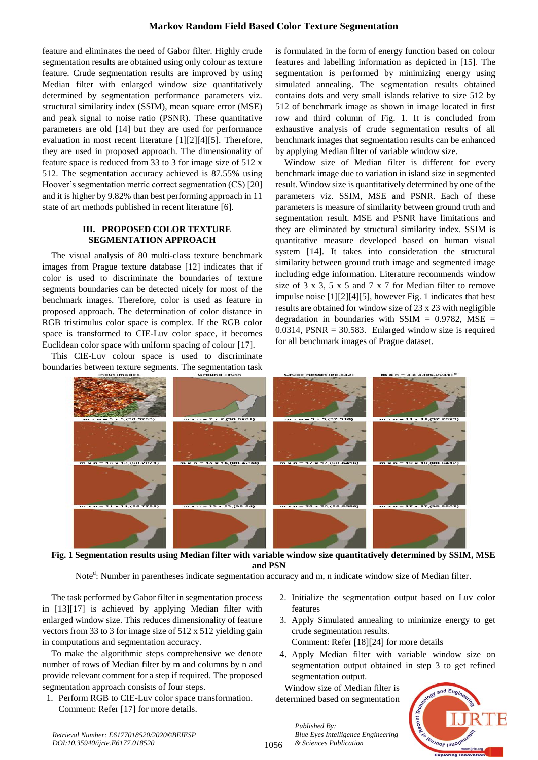feature and eliminates the need of Gabor filter. Highly crude segmentation results are obtained using only colour as texture feature. Crude segmentation results are improved by using Median filter with enlarged window size quantitatively determined by segmentation performance parameters viz. structural similarity index (SSIM), mean square error (MSE) and peak signal to noise ratio (PSNR). These quantitative parameters are old [14] but they are used for performance evaluation in most recent literature [1][2][4][5]. Therefore, they are used in proposed approach. The dimensionality of feature space is reduced from 33 to 3 for image size of 512 x 512. The segmentation accuracy achieved is 87.55% using Hoover's segmentation metric correct segmentation (CS) [20] and it is higher by 9.82% than best performing approach in 11 state of art methods published in recent literature [6].

## III. PROPOSED COLOR TEXTURE SEGMENTATION APPROACH

The visual analysis of 80 multi-class texture benchmark images from Prague texture database [12] indicates that if color is used to discriminate the boundaries of texture segments boundaries can be detected nicely for most of the benchmark images. Therefore, color is used as feature in proposed approach. The determination of color distance in RGB tristimulus color space is complex. If the RGB color space is transformed to CIE-Luv color space, it becomes Euclidean color space with uniform spacing of colour [17].

This CIE-Luv colour space is used to discriminate boundaries between texture segments. The segmentation task is formulated in the form of energy function based on colour features and labelling information as depicted in [15]. The segmentation is performed by minimizing energy using simulated annealing. The segmentation results obtained contains dots and very small islands relative to size 512 by 512 of benchmark image as shown in image located in first row and third column of Fig. 1. It is concluded from exhaustive analysis of crude segmentation results of all benchmark images that segmentation results can be enhanced by applying Median filter of variable window size.

Window size of Median filter is different for every benchmark image due to variation in island size in segmented result. Window size is quantitatively determined by one of the parameters viz. SSIM, MSE and PSNR. Each of these parameters is measure of similarity between ground truth and segmentation result. MSE and PSNR have limitations and they are eliminated by structural similarity index. SSIM is quantitative measure developed based on human visual system [14]. It takes into consideration the structural similarity between ground truth image and segmented image including edge information. Literature recommends window size of 3 x 3, 5 x 5 and 7 x 7 for Median filter to remove impulse noise [1][2][4][5], however Fig. 1 indicates that best results are obtained for window size of 23 x 23 with negligible degradation in boundaries with SSIM = 0.9782, MSE = 0.0314, PSNR = 30.583. Enlarged window size is required for all benchmark images of Prague dataset.

**Fig. 1 Segmentation results using Median filter with variable window size quantitatively determined by SSIM, MSE and PSN**

Note[d]: Number in parentheses indicate segmentation accuracy and m, n indicate window size of Median filter.

The task performed by Gabor filter in segmentation process in [13][17] is achieved by applying Median filter with enlarged window size. This reduces dimensionality of feature vectors from 33 to 3 for image size of 512 x 512 yielding gain in computations and segmentation accuracy.

To make the algorithmic steps comprehensive we denote number of rows of Median filter by m and columns by n and provide relevant comment for a step if required. The proposed segmentation approach consists of four steps.

1. Perform RGB to CIE-Luv color space transformation.
   Comment: Refer [17] for more details.
2. Initialize the segmentation output based on Luv color features
3. Apply Simulated annealing to minimize energy to get crude segmentation results.
   Comment: Refer [18][24] for more details
4. Apply Median filter with variable window size on segmentation output obtained in step 3 to get refined segmentation output.

Window size of Median filter is determined based on segmentation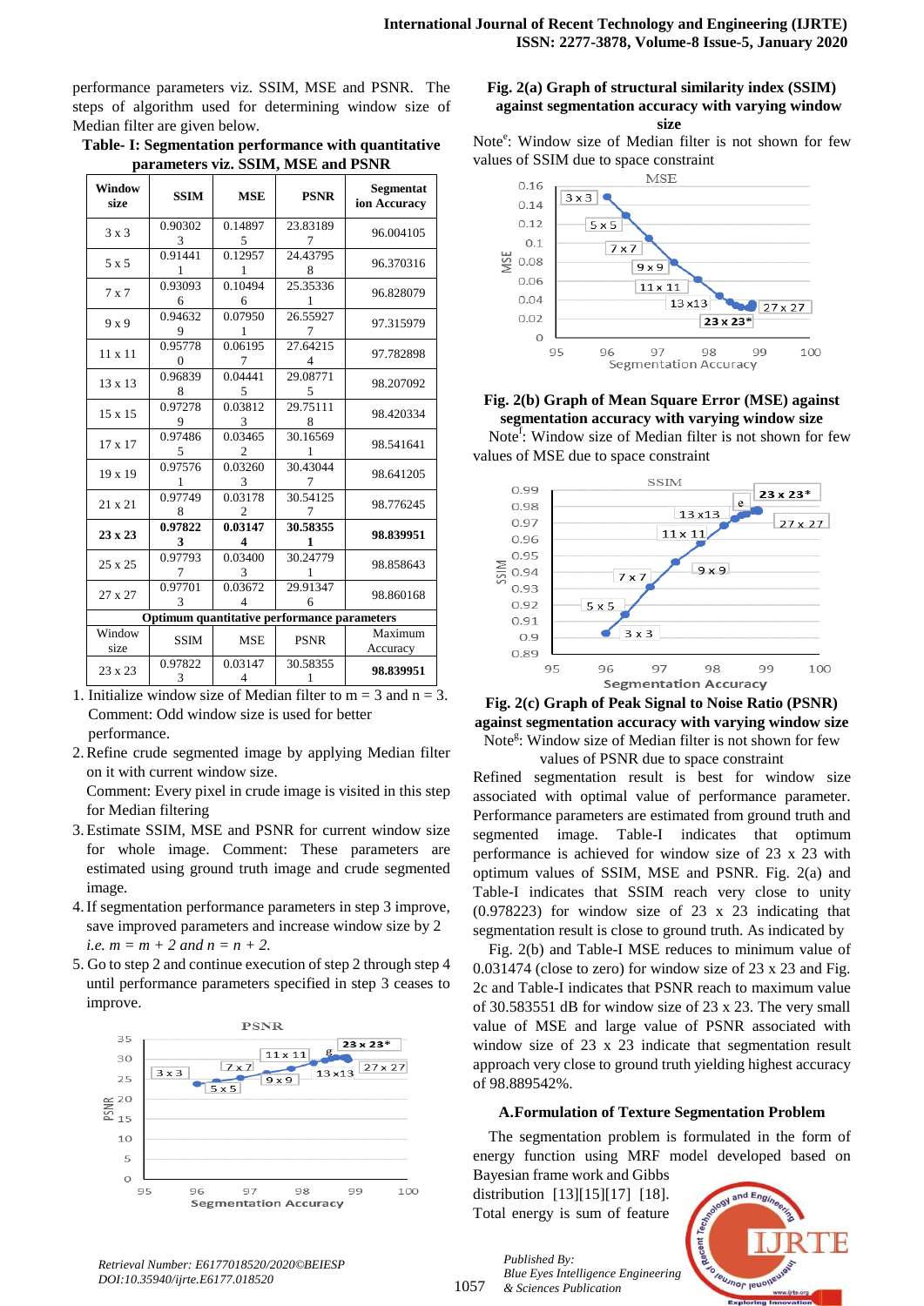performance parameters viz. SSIM, MSE and PSNR. The steps of algorithm used for determining window size of Median filter are given below.

**Table- I: Segmentation performance with quantitative parameters viz. SSIM, MSE and PSNR**

| Window size | SSIM | MSE | PSNR | Segmentation Accuracy |
|---|---|---|---|---|
| 3 x 3 | 0.903023 | 0.148975 | 23.831897 | 96.004105 |
| 5 x 5 | 0.914411 | 0.129571 | 24.437958 | 96.370316 |
| 7 x 7 | 0.930936 | 0.104946 | 25.353361 | 96.828079 |
| 9 x 9 | 0.946329 | 0.079501 | 26.559277 | 97.315979 |
| 11 x 11 | 0.957780 | 0.061957 | 27.642154 | 97.782898 |
| 13 x 13 | 0.968398 | 0.044415 | 29.087715 | 98.207092 |
| 15 x 15 | 0.972789 | 0.038123 | 29.751118 | 98.420334 |
| 17 x 17 | 0.974865 | 0.034652 | 30.165691 | 98.541641 |
| 19 x 19 | 0.975761 | 0.032603 | 30.430447 | 98.641205 |
| 21 x 21 | 0.977498 | 0.031782 | 30.541257 | 98.776245 |
| **23 x 23** | **0.978223** | **0.031474** | **30.583551** | **98.839951** |
| 25 x 25 | 0.977937 | 0.034003 | 30.247791 | 98.858643 |
| 27 x 27 | 0.977013 | 0.036724 | 29.913476 | 98.860168 |
| **Optimum quantitative performance parameters** | | | | |
| Window size | SSIM | MSE | PSNR | Maximum Accuracy |
| 23 x 23 | 0.978223 | 0.031474 | 30.583551 | **98.839951** |

1. Initialize window size of Median filter to m = 3 and n = 3. Comment: Odd window size is used for better performance.
2. Refine crude segmented image by applying Median filter on it with current window size. Comment: Every pixel in crude image is visited in this step for Median filtering
3. Estimate SSIM, MSE and PSNR for current window size for whole image. Comment: These parameters are estimated using ground truth image and crude segmented image.
4. If segmentation performance parameters in step 3 improve, save improved parameters and increase window size by 2 *i.e.* $m = m + 2$ *and* $n = n + 2$.
5. Go to step 2 and continue execution of step 2 through step 4 until performance parameters specified in step 3 ceases to improve.

**Fig. 2(a) Graph of structural similarity index (SSIM) against segmentation accuracy with varying window size**

Note[e]: Window size of Median filter is not shown for few values of SSIM due to space constraint

**Fig. 2(b) Graph of Mean Square Error (MSE) against segmentation accuracy with varying window size**

Note[f]: Window size of Median filter is not shown for few values of MSE due to space constraint

**Fig. 2(c) Graph of Peak Signal to Noise Ratio (PSNR) against segmentation accuracy with varying window size**

Note[g]: Window size of Median filter is not shown for few values of PSNR due to space constraint

Refined segmentation result is best for window size associated with optimal value of performance parameter. Performance parameters are estimated from ground truth and segmented image. Table-I indicates that optimum performance is achieved for window size of 23 x 23 with optimum values of SSIM, MSE and PSNR. Fig. 2(a) and Table-I indicates that SSIM reach very close to unity (0.978223) for window size of 23 x 23 indicating that segmentation result is close to ground truth. As indicated by

Fig. 2(b) and Table-I MSE reduces to minimum value of 0.031474 (close to zero) for window size of 23 x 23 and Fig. 2c and Table-I indicates that PSNR reach to maximum value of 30.583551 dB for window size of 23 x 23. The very small value of MSE and large value of PSNR associated with window size of 23 x 23 indicate that segmentation result approach very close to ground truth yielding highest accuracy of 98.889542%.

### A.Formulation of Texture Segmentation Problem

The segmentation problem is formulated in the form of energy function using MRF model developed based on Bayesian frame work and Gibbs distribution [13][15][17] [18]. Total energy is sum of feature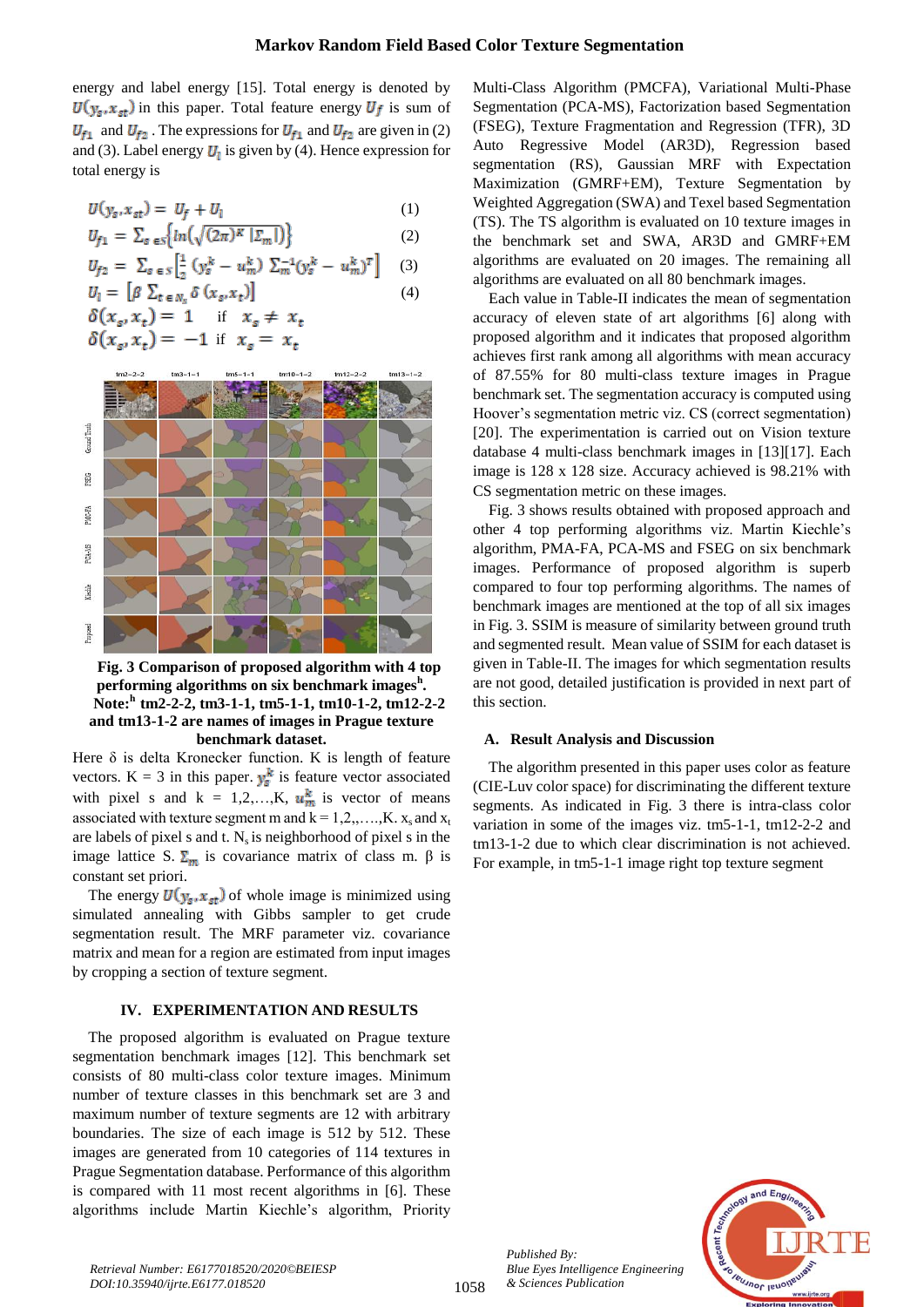energy and label energy [15]. Total energy is denoted by $U(y_s, x_{st})$ in this paper. Total feature energy $U_f$ is sum of $U_{f1}$ and $U_{f2}$. The expressions for $U_{f1}$ and $U_{f2}$ are given in (2) and (3). Label energy $U_l$ is given by (4). Hence expression for total energy is

$$U(y_s, x_{st}) = U_f + U_l \tag{1}$$

$$U_{f1} = \sum_{s \in S} \left\{ ln\left(\sqrt{(2\pi)^K \, |\Sigma_m|}\right) \right\} \tag{2}$$

$$U_{f2} = \sum_{s \in S} \left[ \tfrac{1}{2} \left(y_s^k - u_m^k\right) \Sigma_m^{-1} \left(y_s^k - u_m^k\right)^T \right] \tag{3}$$

$$U_l = \left[ \beta \sum_{t \in N_s} \delta(x_s, x_t) \right] \tag{4}$$

$$\delta(x_s, x_t) = 1 \quad \text{if} \quad x_s \neq x_t$$

$$\delta(x_s, x_t) = -1 \quad \text{if} \quad x_s = x_t$$

**Fig. 3 Comparison of proposed algorithm with 4 top performing algorithms on six benchmark images[h]. Note:[h] tm2-2-2, tm3-1-1, tm5-1-1, tm10-1-2, tm12-2-2 and tm13-1-2 are names of images in Prague texture benchmark dataset.**

Here δ is delta Kronecker function. K is length of feature vectors. K = 3 in this paper. $y_s^k$ is feature vector associated with pixel s and k = 1,2,…,K, $u_m^k$ is vector of means associated with texture segment m and k = 1,2,,….,K. $x_s$ and $x_t$ are labels of pixel s and t. $N_s$ is neighborhood of pixel s in the image lattice S. $\Sigma_m$ is covariance matrix of class m. β is constant set priori.

The energy $U(y_s, x_{st})$ of whole image is minimized using simulated annealing with Gibbs sampler to get crude segmentation result. The MRF parameter viz. covariance matrix and mean for a region are estimated from input images by cropping a section of texture segment.

## IV. EXPERIMENTATION AND RESULTS

The proposed algorithm is evaluated on Prague texture segmentation benchmark images [12]. This benchmark set consists of 80 multi-class color texture images. Minimum number of texture classes in this benchmark set are 3 and maximum number of texture segments are 12 with arbitrary boundaries. The size of each image is 512 by 512. These images are generated from 10 categories of 114 textures in Prague Segmentation database. Performance of this algorithm is compared with 11 most recent algorithms in [6]. These algorithms include Martin Kiechle's algorithm, Priority Multi-Class Algorithm (PMCFA), Variational Multi-Phase Segmentation (PCA-MS), Factorization based Segmentation (FSEG), Texture Fragmentation and Regression (TFR), 3D Auto Regressive Model (AR3D), Regression based segmentation (RS), Gaussian MRF with Expectation Maximization (GMRF+EM), Texture Segmentation by Weighted Aggregation (SWA) and Texel based Segmentation (TS). The TS algorithm is evaluated on 10 texture images in the benchmark set and SWA, AR3D and GMRF+EM algorithms are evaluated on 20 images. The remaining all algorithms are evaluated on all 80 benchmark images.

Each value in Table-II indicates the mean of segmentation accuracy of eleven state of art algorithms [6] along with proposed algorithm and it indicates that proposed algorithm achieves first rank among all algorithms with mean accuracy of 87.55% for 80 multi-class texture images in Prague benchmark set. The segmentation accuracy is computed using Hoover's segmentation metric viz. CS (correct segmentation) [20]. The experimentation is carried out on Vision texture database 4 multi-class benchmark images in [13][17]. Each image is 128 x 128 size. Accuracy achieved is 98.21% with CS segmentation metric on these images.

Fig. 3 shows results obtained with proposed approach and other 4 top performing algorithms viz. Martin Kiechle's algorithm, PMA-FA, PCA-MS and FSEG on six benchmark images. Performance of proposed algorithm is superb compared to four top performing algorithms. The names of benchmark images are mentioned at the top of all six images in Fig. 3. SSIM is measure of similarity between ground truth and segmented result. Mean value of SSIM for each dataset is given in Table-II. The images for which segmentation results are not good, detailed justification is provided in next part of this section.

### A. Result Analysis and Discussion

The algorithm presented in this paper uses color as feature (CIE-Luv color space) for discriminating the different texture segments. As indicated in Fig. 3 there is intra-class color variation in some of the images viz. tm5-1-1, tm12-2-2 and tm13-1-2 due to which clear discrimination is not achieved. For example, in tm5-1-1 image right top texture segment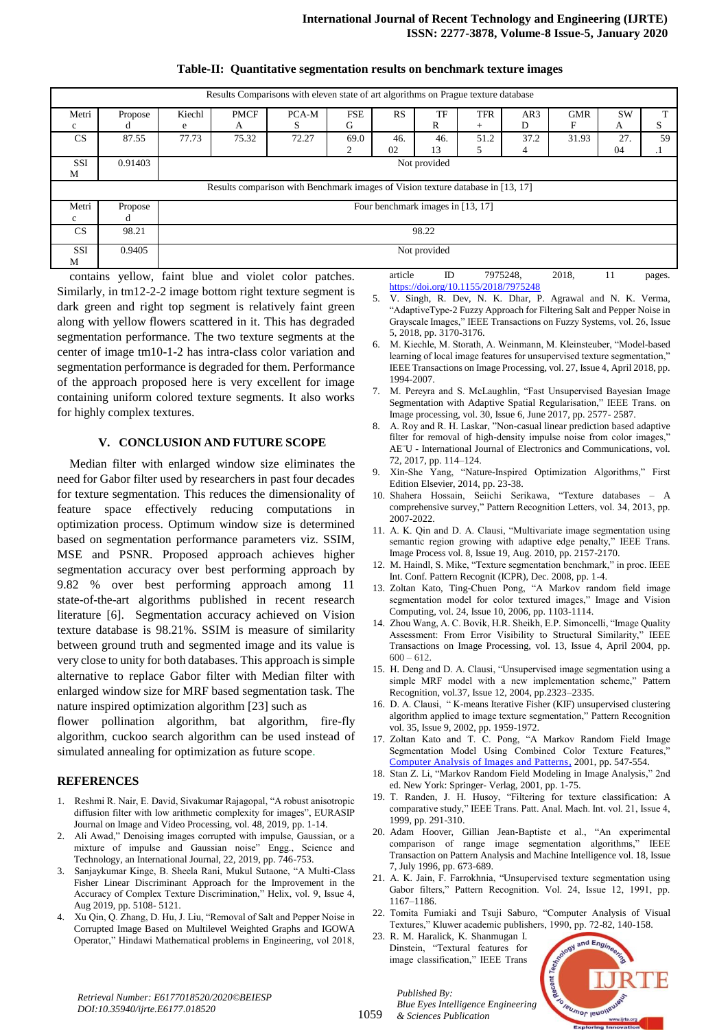**Table-II: Quantitative segmentation results on benchmark texture images**

| Results Comparisons with eleven state of art algorithms on Prague texture database | | | | | | | | | | | | |
|---|---|---|---|---|---|---|---|---|---|---|---|---|
| Metric | Proposed | Kiechle | PMCFA | PCA-MS | FSEG | RS | TFR | TFR+ | AR3D | GMRF | SWA | TS |
| CS | 87.55 | 77.73 | 75.32 | 72.27 | 69.02 | 46.02 | 46.13 | 51.25 | 37.24 | 31.93 | 27.04 | 59.1 |
| SSIM | 0.91403 | Not provided | | | | | | | | | | |
| Results comparison with Benchmark images of Vision texture database in [13, 17] | | | | | | | | | | | | |
| Metric | Proposed | Four benchmark images in [13, 17] | | | | | | | | | | |
| CS | 98.21 | 98.22 | | | | | | | | | | |
| SSIM | 0.9405 | Not provided | | | | | | | | | | |

contains yellow, faint blue and violet color patches. Similarly, in tm12-2-2 image bottom right texture segment is dark green and right top segment is relatively faint green along with yellow flowers scattered in it. This has degraded segmentation performance. The two texture segments at the center of image tm10-1-2 has intra-class color variation and segmentation performance is degraded for them. Performance of the approach proposed here is very excellent for image containing uniform colored texture segments. It also works for highly complex textures.

## V. CONCLUSION AND FUTURE SCOPE

Median filter with enlarged window size eliminates the need for Gabor filter used by researchers in past four decades for texture segmentation. This reduces the dimensionality of feature space effectively reducing computations in optimization process. Optimum window size is determined based on segmentation performance parameters viz. SSIM, MSE and PSNR. Proposed approach achieves higher segmentation accuracy over best performing approach by 9.82 % over best performing approach among 11 state-of-the-art algorithms published in recent research literature [6]. Segmentation accuracy achieved on Vision texture database is 98.21%. SSIM is measure of similarity between ground truth and segmented image and its value is very close to unity for both databases. This approach is simple alternative to replace Gabor filter with Median filter with enlarged window size for MRF based segmentation task. The nature inspired optimization algorithm [23] such as flower pollination algorithm, bat algorithm, fire-fly algorithm, cuckoo search algorithm can be used instead of simulated annealing for optimization as future scope.

## REFERENCES

1. Reshmi R. Nair, E. David, Sivakumar Rajagopal, "A robust anisotropic diffusion filter with low arithmetic complexity for images", EURASIP Journal on Image and Video Processing, vol. 48, 2019, pp. 1-14.
2. Ali Awad," Denoising images corrupted with impulse, Gaussian, or a mixture of impulse and Gaussian noise" Engg., Science and Technology, an International Journal, 22, 2019, pp. 746-753.
3. Sanjaykumar Kinge, B. Sheela Rani, Mukul Sutaone, "A Multi-Class Fisher Linear Discriminant Approach for the Improvement in the Accuracy of Complex Texture Discrimination," Helix, vol. 9, Issue 4, Aug 2019, pp. 5108- 5121.
4. Xu Qin, Q. Zhang, D. Hu, J. Liu, "Removal of Salt and Pepper Noise in Corrupted Image Based on Multilevel Weighted Graphs and IGOWA Operator," Hindawi Mathematical problems in Engineering, vol 2018, article ID 7975248, 2018, 11 pages. https://doi.org/10.1155/2018/7975248
5. V. Singh, R. Dev, N. K. Dhar, P. Agrawal and N. K. Verma, "AdaptiveType-2 Fuzzy Approach for Filtering Salt and Pepper Noise in Grayscale Images," IEEE Transactions on Fuzzy Systems, vol. 26, Issue 5, 2018, pp. 3170-3176.
6. M. Kiechle, M. Storath, A. Weinmann, M. Kleinsteuber, "Model-based learning of local image features for unsupervised texture segmentation," IEEE Transactions on Image Processing, vol. 27, Issue 4, April 2018, pp. 1994-2007.
7. M. Pereyra and S. McLaughlin, "Fast Unsupervised Bayesian Image Segmentation with Adaptive Spatial Regularisation," IEEE Trans. on Image processing, vol. 30, Issue 6, June 2017, pp. 2577- 2587.
8. A. Roy and R. H. Laskar, "Non-casual linear prediction based adaptive filter for removal of high-density impulse noise from color images," AE¨U - International Journal of Electronics and Communications, vol. 72, 2017, pp. 114–124.
9. Xin-She Yang, "Nature-Inspired Optimization Algorithms," First Edition Elsevier, 2014, pp. 23-38.
10. Shahera Hossain, Seiichi Serikawa, "Texture databases – A comprehensive survey," Pattern Recognition Letters, vol. 34, 2013, pp. 2007-2022.
11. A. K. Qin and D. A. Clausi, "Multivariate image segmentation using semantic region growing with adaptive edge penalty," IEEE Trans. Image Process vol. 8, Issue 19, Aug. 2010, pp. 2157-2170.
12. M. Haindl, S. Mike, "Texture segmentation benchmark," in proc. IEEE Int. Conf. Pattern Recognit (ICPR), Dec. 2008, pp. 1-4.
13. Zoltan Kato, Ting-Chuen Pong, "A Markov random field image segmentation model for color textured images," Image and Vision Computing, vol. 24, Issue 10, 2006, pp. 1103-1114.
14. Zhou Wang, A. C. Bovik, H.R. Sheikh, E.P. Simoncelli, "Image Quality Assessment: From Error Visibility to Structural Similarity," IEEE Transactions on Image Processing, vol. 13, Issue 4, April 2004, pp. 600 – 612.
15. H. Deng and D. A. Clausi, "Unsupervised image segmentation using a simple MRF model with a new implementation scheme," Pattern Recognition, vol.37, Issue 12, 2004, pp.2323–2335.
16. D. A. Clausi, " K-means Iterative Fisher (KIF) unsupervised clustering algorithm applied to image texture segmentation," Pattern Recognition vol. 35, Issue 9, 2002, pp. 1959-1972.
17. Zoltan Kato and T. C. Pong, "A Markov Random Field Image Segmentation Model Using Combined Color Texture Features," Computer Analysis of Images and Patterns, 2001, pp. 547-554.
18. Stan Z. Li, "Markov Random Field Modeling in Image Analysis," 2nd ed. New York: Springer- Verlag, 2001, pp. 1-75.
19. T. Randen, J. H. Husoy, "Filtering for texture classification: A comparative study," IEEE Trans. Patt. Anal. Mach. Int. vol. 21, Issue 4, 1999, pp. 291-310.
20. Adam Hoover, Gillian Jean-Baptiste et al., "An experimental comparison of range image segmentation algorithms," IEEE Transaction on Pattern Analysis and Machine Intelligence vol. 18, Issue 7, July 1996, pp. 673-689.
21. A. K. Jain, F. Farrokhnia, "Unsupervised texture segmentation using Gabor filters," Pattern Recognition. Vol. 24, Issue 12, 1991, pp. 1167–1186.
22. Tomita Fumiaki and Tsuji Saburo, "Computer Analysis of Visual Textures," Kluwer academic publishers, 1990, pp. 72-82, 140-158.
23. R. M. Haralick, K. Shanmugan I. Dinstein, "Textural features for image classification," IEEE Trans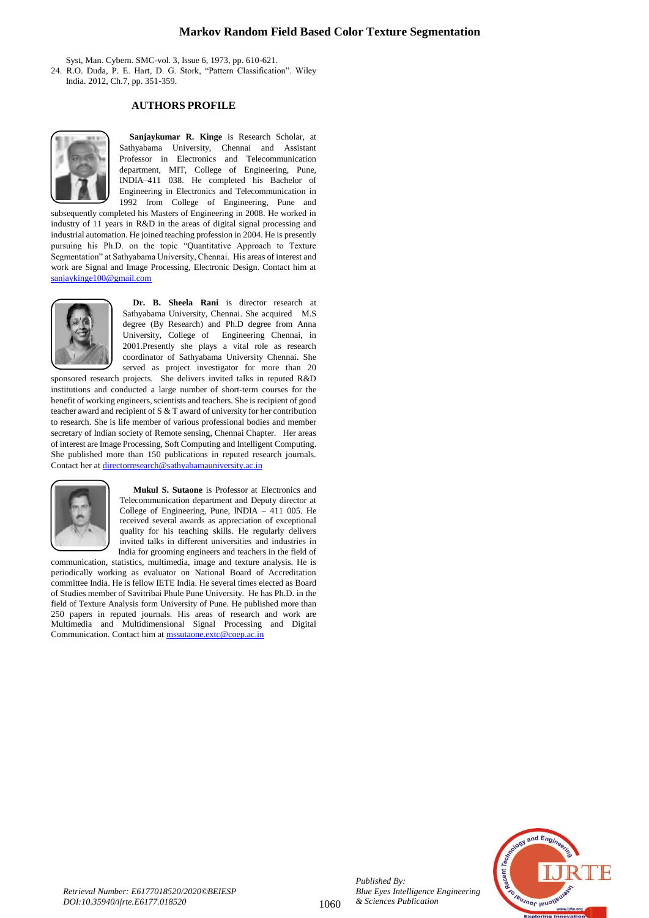Syst, Man. Cybern. SMC-vol. 3, Issue 6, 1973, pp. 610-621.

24. R.O. Duda, P. E. Hart, D. G. Stork, "Pattern Classification". Wiley India. 2012, Ch.7, pp. 351-359.

## AUTHORS PROFILE

**Sanjaykumar R. Kinge** is Research Scholar, at Sathyabama University, Chennai and Assistant Professor in Electronics and Telecommunication department, MIT, College of Engineering, Pune, INDIA–411 038. He completed his Bachelor of Engineering in Electronics and Telecommunication in 1992 from College of Engineering, Pune and subsequently completed his Masters of Engineering in 2008. He worked in industry of 11 years in R&D in the areas of digital signal processing and industrial automation. He joined teaching profession in 2004. He is presently pursuing his Ph.D. on the topic "Quantitative Approach to Texture Segmentation" at Sathyabama University, Chennai. His areas of interest and work are Signal and Image Processing, Electronic Design. Contact him at sanjaykinge100@gmail.com

**Dr. B. Sheela Rani** is director research at Sathyabama University, Chennai. She acquired M.S degree (By Research) and Ph.D degree from Anna University, College of Engineering Chennai, in 2001.Presently she plays a vital role as research coordinator of Sathyabama University Chennai. She served as project investigator for more than 20 sponsored research projects. She delivers invited talks in reputed R&D institutions and conducted a large number of short-term courses for the benefit of working engineers, scientists and teachers. She is recipient of good teacher award and recipient of S & T award of university for her contribution to research. She is life member of various professional bodies and member secretary of Indian society of Remote sensing, Chennai Chapter. Her areas of interest are Image Processing, Soft Computing and Intelligent Computing. She published more than 150 publications in reputed research journals. Contact her at directorresearch@sathyabamauniversity.ac.in

**Mukul S. Sutaone** is Professor at Electronics and Telecommunication department and Deputy director at College of Engineering, Pune, INDIA – 411 005. He received several awards as appreciation of exceptional quality for his teaching skills. He regularly delivers invited talks in different universities and industries in India for grooming engineers and teachers in the field of communication, statistics, multimedia, image and texture analysis. He is periodically working as evaluator on National Board of Accreditation committee India. He is fellow IETE India. He several times elected as Board of Studies member of Savitribai Phule Pune University. He has Ph.D. in the field of Texture Analysis form University of Pune. He published more than 250 papers in reputed journals. His areas of research and work are Multimedia and Multidimensional Signal Processing and Digital Communication. Contact him at mssutaone.extc@coep.ac.in